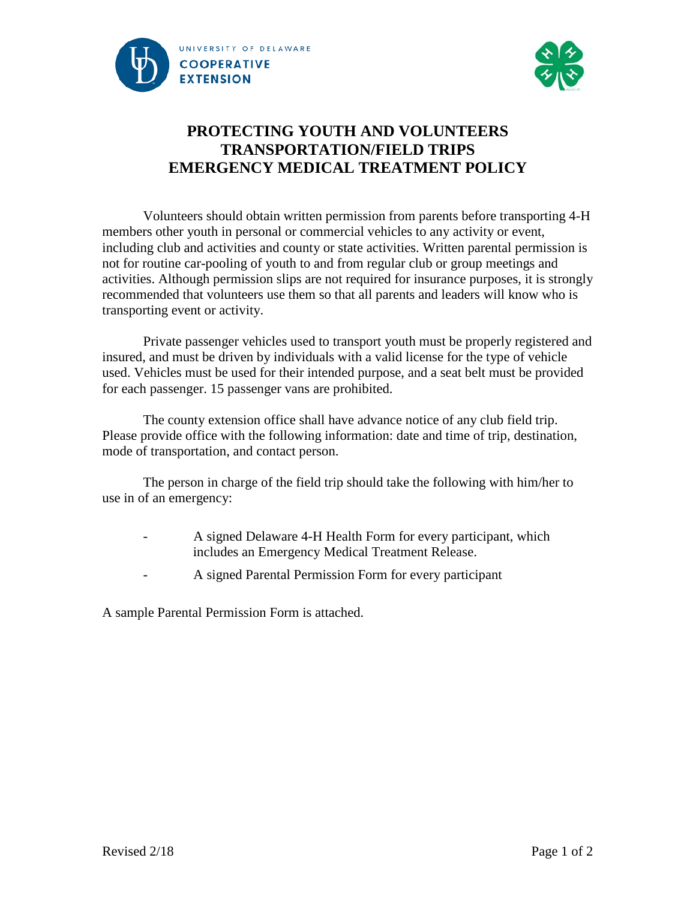# PROTECTING YOUTH AND VOLUNTEERS
# TRANSPORTATION/FIELD TRIPS
# EMERGENCY MEDICAL TREATMENT POLICY

Volunteers should obtain written permission from parents before transporting 4-H members other youth in personal or commercial vehicles to any activity or event, including club and activities and county or state activities. Written parental permission is not for routine car-pooling of youth to and from regular club or group meetings and activities. Although permission slips are not required for insurance purposes, it is strongly recommended that volunteers use them so that all parents and leaders will know who is transporting event or activity.

Private passenger vehicles used to transport youth must be properly registered and insured, and must be driven by individuals with a valid license for the type of vehicle used. Vehicles must be used for their intended purpose, and a seat belt must be provided for each passenger. 15 passenger vans are prohibited.

The county extension office shall have advance notice of any club field trip. Please provide office with the following information: date and time of trip, destination, mode of transportation, and contact person.

The person in charge of the field trip should take the following with him/her to use in of an emergency:

- A signed Delaware 4-H Health Form for every participant, which includes an Emergency Medical Treatment Release.
- A signed Parental Permission Form for every participant

A sample Parental Permission Form is attached.

Revised 2/18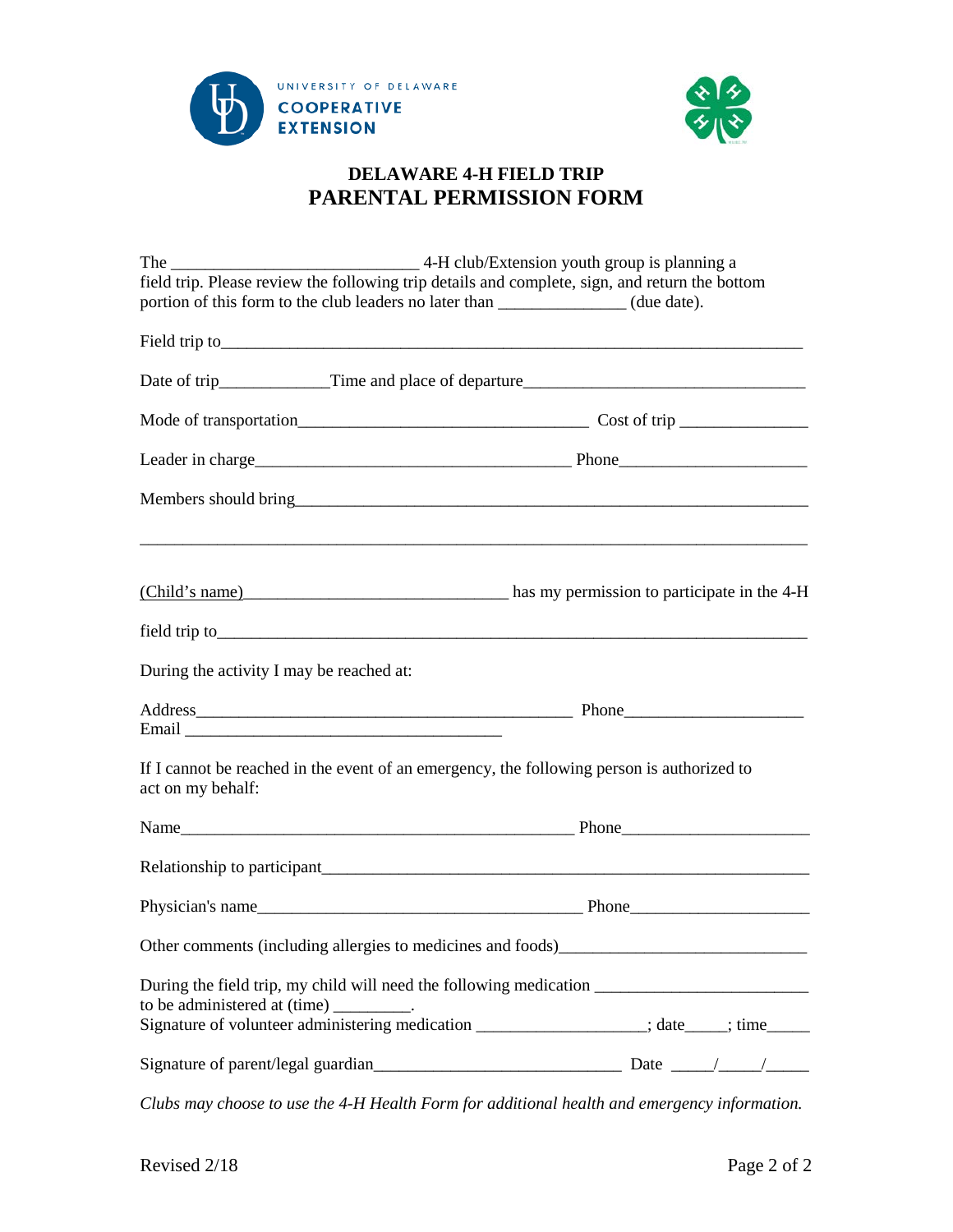UNIVERSITY OF DELAWARE COOPERATIVE EXTENSION

# DELAWARE 4-H FIELD TRIP
# PARENTAL PERMISSION FORM

The ____________________________ 4-H club/Extension youth group is planning a field trip. Please review the following trip details and complete, sign, and return the bottom portion of this form to the club leaders no later than ______________ (due date).

Field trip to_____________________________________________________________________

Date of trip____________Time and place of departure________________________________

Mode of transportation_________________________________ Cost of trip ______________

Leader in charge____________________________________ Phone_____________________

Members should bring_______________________________________________________________

_____________________________________________________________________________

(Child's name)______________________________ has my permission to participate in the 4-H

field trip to_____________________________________________________________________

During the activity I may be reached at:

Address____________________________________________ Phone____________________
Email ____________________________________

If I cannot be reached in the event of an emergency, the following person is authorized to act on my behalf:

Name_____________________________________________ Phone_____________________

Relationship to participant______________________________________________________

Physician's name_____________________________________ Phone____________________

Other comments (including allergies to medicines and foods)___________________________

During the field trip, my child will need the following medication _______________________
to be administered at (time) _________.
Signature of volunteer administering medication ___________________; date_____; time_____

Signature of parent/legal guardian____________________________ Date _____/_____/_____

*Clubs may choose to use the 4-H Health Form for additional health and emergency information.*

Revised 2/18